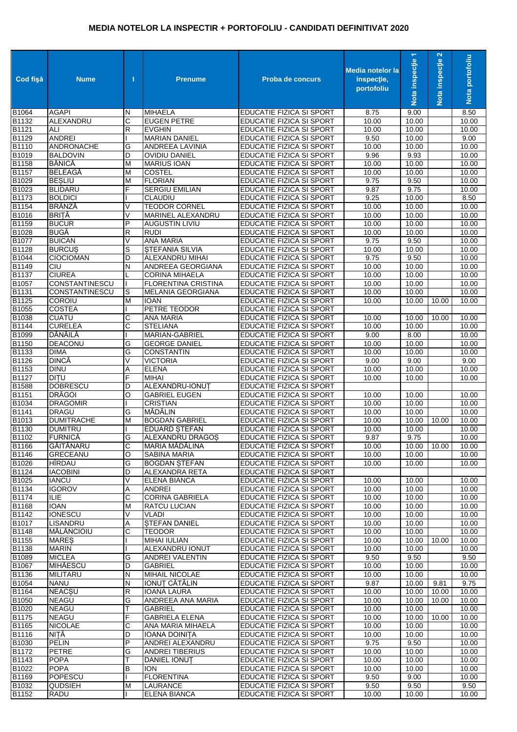# MEDIA NOTELOR LA INSPECTIR + PORTOFOLIU - CANDIDATI DEFINITIVAT 2020

| Cod fişă | Nume | I | Prenume | Proba de concurs | Media notelor la inspecţie, portofoliu | Nota inspecţie 1 | Nota inspecţie 2 | Nota portofoliu |
|---|---|---|---|---|---|---|---|---|
| B1064 | AGAPI | N | MIHAELA | EDUCATIE FIZICA SI SPORT | 8.75 | 9.00 | | 8.50 |
| B1132 | ALEXANDRU | C | EUGEN PETRE | EDUCATIE FIZICA SI SPORT | 10.00 | 10.00 | | 10.00 |
| B1121 | ALI | R | EVGHIN | EDUCATIE FIZICA SI SPORT | 10.00 | 10.00 | | 10.00 |
| B1129 | ANDREI | I | MARIAN DANIEL | EDUCATIE FIZICA SI SPORT | 9.50 | 10.00 | | 9.00 |
| B1110 | ANDRONACHE | G | ANDREEA LAVINIA | EDUCATIE FIZICA SI SPORT | 10.00 | 10.00 | | 10.00 |
| B1019 | BALDOVIN | D | OVIDIU DANIEL | EDUCATIE FIZICA SI SPORT | 9.96 | 9.93 | | 10.00 |
| B1158 | BĂNICĂ | M | MARIUS IOAN | EDUCATIE FIZICA SI SPORT | 10.00 | 10.00 | | 10.00 |
| B1157 | BELEAGĂ | M | COSTEL | EDUCATIE FIZICA SI SPORT | 10.00 | 10.00 | | 10.00 |
| B1029 | BEŞLIU | M | FLORIAN | EDUCATIE FIZICA SI SPORT | 9.75 | 9.50 | | 10.00 |
| B1023 | BLIDARU | F | SERGIU EMILIAN | EDUCATIE FIZICA SI SPORT | 9.87 | 9.75 | | 10.00 |
| B1173 | BOLDICI | I | CLAUDIU | EDUCATIE FIZICA SI SPORT | 9.25 | 10.00 | | 8.50 |
| B1154 | BRÂNZĂ | V | TEODOR CORNEL | EDUCATIE FIZICA SI SPORT | 10.00 | 10.00 | | 10.00 |
| B1016 | BRIŢĂ | V | MARINEL ALEXANDRU | EDUCATIE FIZICA SI SPORT | 10.00 | 10.00 | | 10.00 |
| B1159 | BUCUR | P | AUGUSTIN LIVIU | EDUCATIE FIZICA SI SPORT | 10.00 | 10.00 | | 10.00 |
| B1028 | BUGĂ | R | RUDI | EDUCATIE FIZICA SI SPORT | 10.00 | 10.00 | | 10.00 |
| B1077 | BUICAN | V | ANA MARIA | EDUCATIE FIZICA SI SPORT | 9.75 | 9.50 | | 10.00 |
| B1128 | BURCUŞ | S | ŞTEFANIA SILVIA | EDUCATIE FIZICA SI SPORT | 10.00 | 10.00 | | 10.00 |
| B1044 | CIOCIOMAN | D | ALEXANDRU MIHAI | EDUCATIE FIZICA SI SPORT | 9.75 | 9.50 | | 10.00 |
| B1149 | CIU | N | ANDREEA GEORGIANA | EDUCATIE FIZICA SI SPORT | 10.00 | 10.00 | | 10.00 |
| B1137 | CIUREA | L | CORINA MIHAELA | EDUCATIE FIZICA SI SPORT | 10.00 | 10.00 | | 10.00 |
| B1057 | CONSTANTINESCU | I | FLORENTINA CRISTINA | EDUCATIE FIZICA SI SPORT | 10.00 | 10.00 | | 10.00 |
| B1131 | CONSTANTINESCU | S | MELANIA GEORGIANA | EDUCATIE FIZICA SI SPORT | 10.00 | 10.00 | | 10.00 |
| B1125 | COROIU | M | IOAN | EDUCATIE FIZICA SI SPORT | 10.00 | 10.00 | 10.00 | 10.00 |
| B1055 | COSTEA | I | PETRE TEODOR | EDUCATIE FIZICA SI SPORT | | | | |
| B1038 | CUATU | C | ANA MARIA | EDUCATIE FIZICA SI SPORT | 10.00 | 10.00 | 10.00 | 10.00 |
| B1144 | CURELEA | C | STELIANA | EDUCATIE FIZICA SI SPORT | 10.00 | 10.00 | | 10.00 |
| B1099 | DĂNĂILĂ | I | MARIAN-GABRIEL | EDUCATIE FIZICA SI SPORT | 9.00 | 8.00 | | 10.00 |
| B1150 | DEACONU | G | GEORGE DANIEL | EDUCATIE FIZICA SI SPORT | 10.00 | 10.00 | | 10.00 |
| B1133 | DIMA | G | CONSTANTIN | EDUCATIE FIZICA SI SPORT | 10.00 | 10.00 | | 10.00 |
| B1126 | DINCĂ | V | VICTORIA | EDUCATIE FIZICA SI SPORT | 9.00 | 9.00 | | 9.00 |
| B1153 | DINU | A | ELENA | EDUCATIE FIZICA SI SPORT | 10.00 | 10.00 | | 10.00 |
| B1127 | DIŢU | F | MIHAI | EDUCATIE FIZICA SI SPORT | 10.00 | 10.00 | | 10.00 |
| B1588 | DOBRESCU | D | ALEXANDRU-IONUŢ | EDUCATIE FIZICA SI SPORT | | | | |
| B1151 | DRĂGOI | O | GABRIEL EUGEN | EDUCATIE FIZICA SI SPORT | 10.00 | 10.00 | | 10.00 |
| B1034 | DRAGOMIR | I | CRISTIAN | EDUCATIE FIZICA SI SPORT | 10.00 | 10.00 | | 10.00 |
| B1141 | DRAGU | G | MĂDĂLIN | EDUCATIE FIZICA SI SPORT | 10.00 | 10.00 | | 10.00 |
| B1013 | DUMITRACHE | M | BOGDAN GABRIEL | EDUCATIE FIZICA SI SPORT | 10.00 | 10.00 | 10.00 | 10.00 |
| B1130 | DUMITRU | I | EDUARD ŞTEFAN | EDUCATIE FIZICA SI SPORT | 10.00 | 10.00 | | 10.00 |
| B1102 | FURNICĂ | G | ALEXANDRU DRAGOŞ | EDUCATIE FIZICA SI SPORT | 9.87 | 9.75 | | 10.00 |
| B1166 | GĂITĂNARU | C | MARIA MĂDĂLINA | EDUCATIE FIZICA SI SPORT | 10.00 | 10.00 | 10.00 | 10.00 |
| B1146 | GRECEANU | O | SABINA MARIA | EDUCATIE FIZICA SI SPORT | 10.00 | 10.00 | | 10.00 |
| B1026 | HÎRDAU | G | BOGDAN ŞTEFAN | EDUCATIE FIZICA SI SPORT | 10.00 | 10.00 | | 10.00 |
| B1124 | IACOBINI | D | ALEXANDRA RETA | EDUCATIE FIZICA SI SPORT | | | | |
| B1025 | IANCU | V | ELENA BIANCA | EDUCATIE FIZICA SI SPORT | 10.00 | 10.00 | | 10.00 |
| B1134 | IGOROV | A | ANDREI | EDUCATIE FIZICA SI SPORT | 10.00 | 10.00 | | 10.00 |
| B1174 | ILIE | C | CORINA GABRIELA | EDUCATIE FIZICA SI SPORT | 10.00 | 10.00 | | 10.00 |
| B1168 | IOAN | M | RATCU LUCIAN | EDUCATIE FIZICA SI SPORT | 10.00 | 10.00 | | 10.00 |
| B1142 | IONESCU | V | VLADI | EDUCATIE FIZICA SI SPORT | 10.00 | 10.00 | | 10.00 |
| B1017 | LISANDRU | A | ŞTEFAN DANIEL | EDUCATIE FIZICA SI SPORT | 10.00 | 10.00 | | 10.00 |
| B1148 | MĂLĂNCIOIU | C | TEODOR | EDUCATIE FIZICA SI SPORT | 10.00 | 10.00 | | 10.00 |
| B1155 | MAREŞ | I | MIHAI IULIAN | EDUCATIE FIZICA SI SPORT | 10.00 | 10.00 | 10.00 | 10.00 |
| B1138 | MARIN | I | ALEXANDRU IONUT | EDUCATIE FIZICA SI SPORT | 10.00 | 10.00 | | 10.00 |
| B1089 | MICLEA | G | ANDREI VALENTIN | EDUCATIE FIZICA SI SPORT | 9.50 | 9.50 | | 9.50 |
| B1067 | MIHĂESCU | D | GABRIEL | EDUCATIE FIZICA SI SPORT | 10.00 | 10.00 | | 10.00 |
| B1136 | MILITARU | N | MIHAIL NICOLAE | EDUCATIE FIZICA SI SPORT | 10.00 | 10.00 | | 10.00 |
| B1054 | NANU | N | IONUŢ CĂTĂLIN | EDUCATIE FIZICA SI SPORT | 9.87 | 10.00 | 9.81 | 9.75 |
| B1164 | NEACŞU | R | IOANA LAURA | EDUCATIE FIZICA SI SPORT | 10.00 | 10.00 | 10.00 | 10.00 |
| B1050 | NEAGU | G | ANDREEA ANA MARIA | EDUCATIE FIZICA SI SPORT | 10.00 | 10.00 | 10.00 | 10.00 |
| B1020 | NEAGU | T | GABRIEL | EDUCATIE FIZICA SI SPORT | 10.00 | 10.00 | | 10.00 |
| B1175 | NEAGU | F | GABRIELA ELENA | EDUCATIE FIZICA SI SPORT | 10.00 | 10.00 | 10.00 | 10.00 |
| B1165 | NICOLAE | C | ANA MARIA MIHAELA | EDUCATIE FIZICA SI SPORT | 10.00 | 10.00 | | 10.00 |
| B1116 | NIŢĂ | D | IOANA DOINIŢA | EDUCATIE FIZICA SI SPORT | 10.00 | 10.00 | | 10.00 |
| B1030 | PELIN | P | ANDREI ALEXANDRU | EDUCATIE FIZICA SI SPORT | 9.75 | 9.50 | | 10.00 |
| B1172 | PETRE | G | ANDREI TIBERIUS | EDUCATIE FIZICA SI SPORT | 10.00 | 10.00 | | 10.00 |
| B1143 | POPA | T | DANIEL IONUŢ | EDUCATIE FIZICA SI SPORT | 10.00 | 10.00 | | 10.00 |
| B1022 | POPA | B | ION | EDUCATIE FIZICA SI SPORT | 10.00 | 10.00 | | 10.00 |
| B1169 | POPESCU | I | FLORENTINA | EDUCATIE FIZICA SI SPORT | 9.50 | 9.00 | | 10.00 |
| B1032 | QUDSIEH | M | LAURANCE | EDUCATIE FIZICA SI SPORT | 9.50 | 9.50 | | 9.50 |
| B1152 | RADU | I | ELENA BIANCA | EDUCATIE FIZICA SI SPORT | 10.00 | 10.00 | | 10.00 |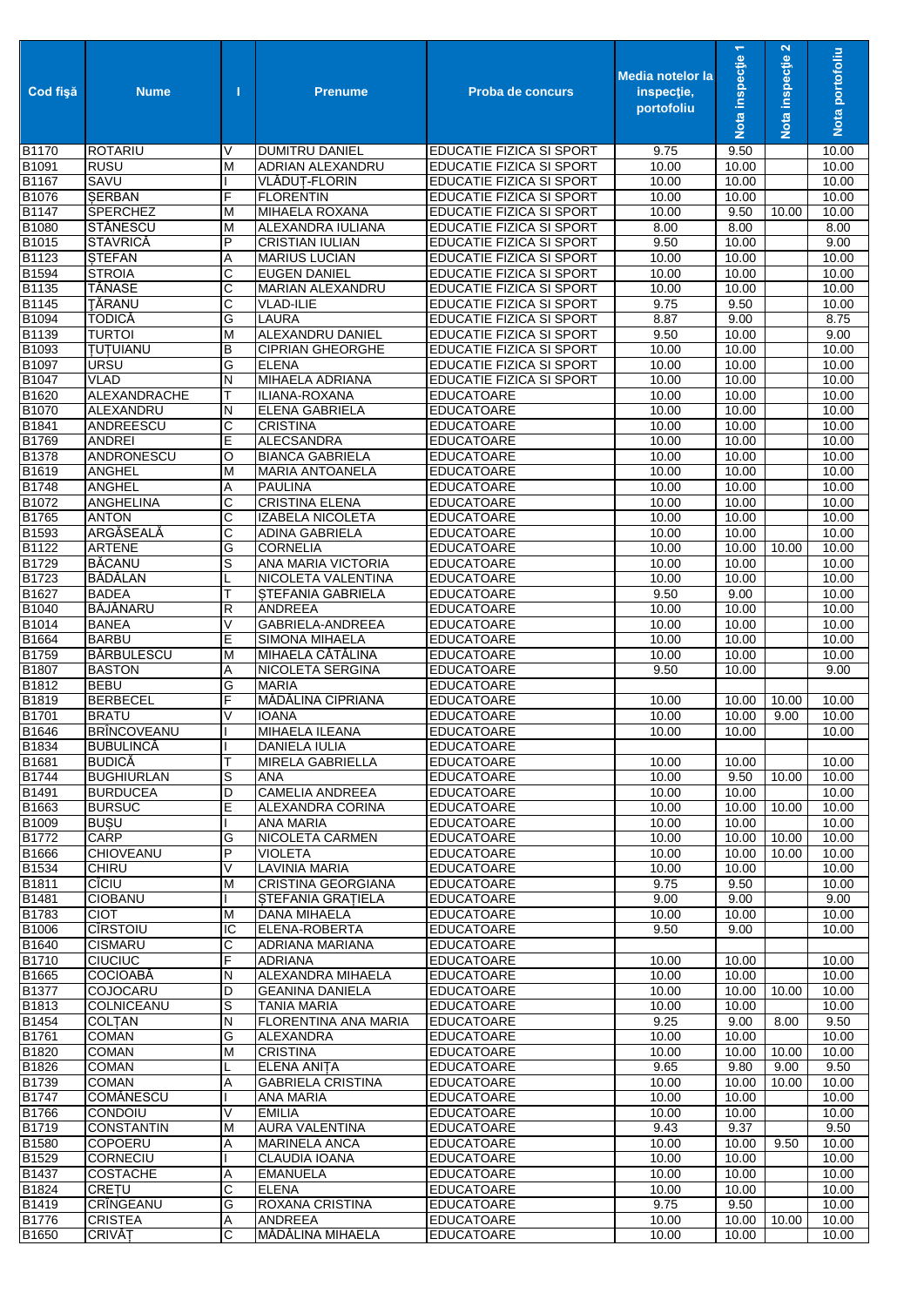| Cod fişă | Nume | I | Prenume | Proba de concurs | Media notelor la inspecţie, portofoliu | Nota inspecţie 1 | Nota inspecţie 2 | Nota portofoliu |
|---|---|---|---|---|---|---|---|---|
| B1170 | ROTARIU | V | DUMITRU DANIEL | EDUCATIE FIZICA SI SPORT | 9.75 | 9.50 | | 10.00 |
| B1091 | RUSU | M | ADRIAN ALEXANDRU | EDUCATIE FIZICA SI SPORT | 10.00 | 10.00 | | 10.00 |
| B1167 | SAVU | I | VLĂDUŢ-FLORIN | EDUCATIE FIZICA SI SPORT | 10.00 | 10.00 | | 10.00 |
| B1076 | ŞERBAN | F | FLORENTIN | EDUCATIE FIZICA SI SPORT | 10.00 | 10.00 | | 10.00 |
| B1147 | SPERCHEZ | M | MIHAELA ROXANA | EDUCATIE FIZICA SI SPORT | 10.00 | 9.50 | 10.00 | 10.00 |
| B1080 | STĂNESCU | M | ALEXANDRA IULIANA | EDUCATIE FIZICA SI SPORT | 8.00 | 8.00 | | 8.00 |
| B1015 | STAVRICĂ | P | CRISTIAN IULIAN | EDUCATIE FIZICA SI SPORT | 9.50 | 10.00 | | 9.00 |
| B1123 | ŞTEFAN | A | MARIUS LUCIAN | EDUCATIE FIZICA SI SPORT | 10.00 | 10.00 | | 10.00 |
| B1594 | STROIA | C | EUGEN DANIEL | EDUCATIE FIZICA SI SPORT | 10.00 | 10.00 | | 10.00 |
| B1135 | TĂNASE | C | MARIAN ALEXANDRU | EDUCATIE FIZICA SI SPORT | 10.00 | 10.00 | | 10.00 |
| B1145 | ŢĂRANU | C | VLAD-ILIE | EDUCATIE FIZICA SI SPORT | 9.75 | 9.50 | | 10.00 |
| B1094 | TODICĂ | G | LAURA | EDUCATIE FIZICA SI SPORT | 8.87 | 9.00 | | 8.75 |
| B1139 | TURTOI | M | ALEXANDRU DANIEL | EDUCATIE FIZICA SI SPORT | 9.50 | 10.00 | | 9.00 |
| B1093 | ŢUŢUIANU | B | CIPRIAN GHEORGHE | EDUCATIE FIZICA SI SPORT | 10.00 | 10.00 | | 10.00 |
| B1097 | URSU | G | ELENA | EDUCATIE FIZICA SI SPORT | 10.00 | 10.00 | | 10.00 |
| B1047 | VLAD | N | MIHAELA ADRIANA | EDUCATIE FIZICA SI SPORT | 10.00 | 10.00 | | 10.00 |
| B1620 | ALEXANDRACHE | T | ILIANA-ROXANA | EDUCATOARE | 10.00 | 10.00 | | 10.00 |
| B1070 | ALEXANDRU | N | ELENA GABRIELA | EDUCATOARE | 10.00 | 10.00 | | 10.00 |
| B1841 | ANDREESCU | C | CRISTINA | EDUCATOARE | 10.00 | 10.00 | | 10.00 |
| B1769 | ANDREI | E | ALECSANDRA | EDUCATOARE | 10.00 | 10.00 | | 10.00 |
| B1378 | ANDRONESCU | O | BIANCA GABRIELA | EDUCATOARE | 10.00 | 10.00 | | 10.00 |
| B1619 | ANGHEL | M | MARIA ANTOANELA | EDUCATOARE | 10.00 | 10.00 | | 10.00 |
| B1748 | ANGHEL | A | PAULINA | EDUCATOARE | 10.00 | 10.00 | | 10.00 |
| B1072 | ANGHELINA | C | CRISTINA ELENA | EDUCATOARE | 10.00 | 10.00 | | 10.00 |
| B1765 | ANTON | C | IZABELA NICOLETA | EDUCATOARE | 10.00 | 10.00 | | 10.00 |
| B1593 | ARGĂSEALĂ | C | ADINA GABRIELA | EDUCATOARE | 10.00 | 10.00 | | 10.00 |
| B1122 | ARTENE | G | CORNELIA | EDUCATOARE | 10.00 | 10.00 | 10.00 | 10.00 |
| B1729 | BĂCANU | S | ANA MARIA VICTORIA | EDUCATOARE | 10.00 | 10.00 | | 10.00 |
| B1723 | BĂDĂLAN | L | NICOLETA VALENTINA | EDUCATOARE | 10.00 | 10.00 | | 10.00 |
| B1627 | BADEA | T | ŞTEFANIA GABRIELA | EDUCATOARE | 9.50 | 9.00 | | 10.00 |
| B1040 | BĂJĂNARU | R | ANDREEA | EDUCATOARE | 10.00 | 10.00 | | 10.00 |
| B1014 | BANEA | V | GABRIELA-ANDREEA | EDUCATOARE | 10.00 | 10.00 | | 10.00 |
| B1664 | BARBU | E | SIMONA MIHAELA | EDUCATOARE | 10.00 | 10.00 | | 10.00 |
| B1759 | BĂRBULESCU | M | MIHAELA CĂTĂLINA | EDUCATOARE | 10.00 | 10.00 | | 10.00 |
| B1807 | BASTON | A | NICOLETA SERGINA | EDUCATOARE | 9.50 | 10.00 | | 9.00 |
| B1812 | BEBU | G | MARIA | EDUCATOARE | | | | |
| B1819 | BERBECEL | F | MĂDĂLINA CIPRIANA | EDUCATOARE | 10.00 | 10.00 | 10.00 | 10.00 |
| B1701 | BRATU | V | IOANA | EDUCATOARE | 10.00 | 10.00 | 9.00 | 10.00 |
| B1646 | BRÎNCOVEANU | I | MIHAELA ILEANA | EDUCATOARE | 10.00 | 10.00 | | 10.00 |
| B1834 | BUBULINCĂ | I | DANIELA IULIA | EDUCATOARE | | | | |
| B1681 | BUDICĂ | T | MIRELA GABRIELLA | EDUCATOARE | 10.00 | 10.00 | | 10.00 |
| B1744 | BUGHIURLAN | S | ANA | EDUCATOARE | 10.00 | 9.50 | 10.00 | 10.00 |
| B1491 | BURDUCEA | D | CAMELIA ANDREEA | EDUCATOARE | 10.00 | 10.00 | | 10.00 |
| B1663 | BURSUC | E | ALEXANDRA CORINA | EDUCATOARE | 10.00 | 10.00 | 10.00 | 10.00 |
| B1009 | BUŞU | I | ANA MARIA | EDUCATOARE | 10.00 | 10.00 | | 10.00 |
| B1772 | CARP | G | NICOLETA CARMEN | EDUCATOARE | 10.00 | 10.00 | 10.00 | 10.00 |
| B1666 | CHIOVEANU | P | VIOLETA | EDUCATOARE | 10.00 | 10.00 | 10.00 | 10.00 |
| B1534 | CHIRU | V | LAVINIA MARIA | EDUCATOARE | 10.00 | 10.00 | | 10.00 |
| B1811 | CÎCIU | M | CRISTINA GEORGIANA | EDUCATOARE | 9.75 | 9.50 | | 10.00 |
| B1481 | CIOBANU | I | ŞTEFANIA GRAŢIELA | EDUCATOARE | 9.00 | 9.00 | | 9.00 |
| B1783 | CIOT | M | DANA MIHAELA | EDUCATOARE | 10.00 | 10.00 | | 10.00 |
| B1006 | CÎRSTOIU | IC | ELENA-ROBERTA | EDUCATOARE | 9.50 | 9.00 | | 10.00 |
| B1640 | CISMARU | C | ADRIANA MARIANA | EDUCATOARE | | | | |
| B1710 | CIUCIUC | F | ADRIANA | EDUCATOARE | 10.00 | 10.00 | | 10.00 |
| B1665 | COCIOABĂ | N | ALEXANDRA MIHAELA | EDUCATOARE | 10.00 | 10.00 | | 10.00 |
| B1377 | COJOCARU | D | GEANINA DANIELA | EDUCATOARE | 10.00 | 10.00 | 10.00 | 10.00 |
| B1813 | COLNICEANU | S | TANIA MARIA | EDUCATOARE | 10.00 | 10.00 | | 10.00 |
| B1454 | COLŢAN | N | FLORENTINA ANA MARIA | EDUCATOARE | 9.25 | 9.00 | 8.00 | 9.50 |
| B1761 | COMAN | G | ALEXANDRA | EDUCATOARE | 10.00 | 10.00 | | 10.00 |
| B1820 | COMAN | M | CRISTINA | EDUCATOARE | 10.00 | 10.00 | 10.00 | 10.00 |
| B1826 | COMAN | L | ELENA ANIŢA | EDUCATOARE | 9.65 | 9.80 | 9.00 | 9.50 |
| B1739 | COMAN | A | GABRIELA CRISTINA | EDUCATOARE | 10.00 | 10.00 | 10.00 | 10.00 |
| B1747 | COMĂNESCU | I | ANA MARIA | EDUCATOARE | 10.00 | 10.00 | | 10.00 |
| B1766 | CONDOIU | V | EMILIA | EDUCATOARE | 10.00 | 10.00 | | 10.00 |
| B1719 | CONSTANTIN | M | AURA VALENTINA | EDUCATOARE | 9.43 | 9.37 | | 9.50 |
| B1580 | COPOERU | A | MARINELA ANCA | EDUCATOARE | 10.00 | 10.00 | 9.50 | 10.00 |
| B1529 | CORNECIU | I | CLAUDIA IOANA | EDUCATOARE | 10.00 | 10.00 | | 10.00 |
| B1437 | COSTACHE | A | EMANUELA | EDUCATOARE | 10.00 | 10.00 | | 10.00 |
| B1824 | CREŢU | C | ELENA | EDUCATOARE | 10.00 | 10.00 | | 10.00 |
| B1419 | CRÎNGEANU | G | ROXANA CRISTINA | EDUCATOARE | 9.75 | 9.50 | | 10.00 |
| B1776 | CRISTEA | A | ANDREEA | EDUCATOARE | 10.00 | 10.00 | 10.00 | 10.00 |
| B1650 | CRIVĂŢ | C | MĂDĂLINA MIHAELA | EDUCATOARE | 10.00 | 10.00 | | 10.00 |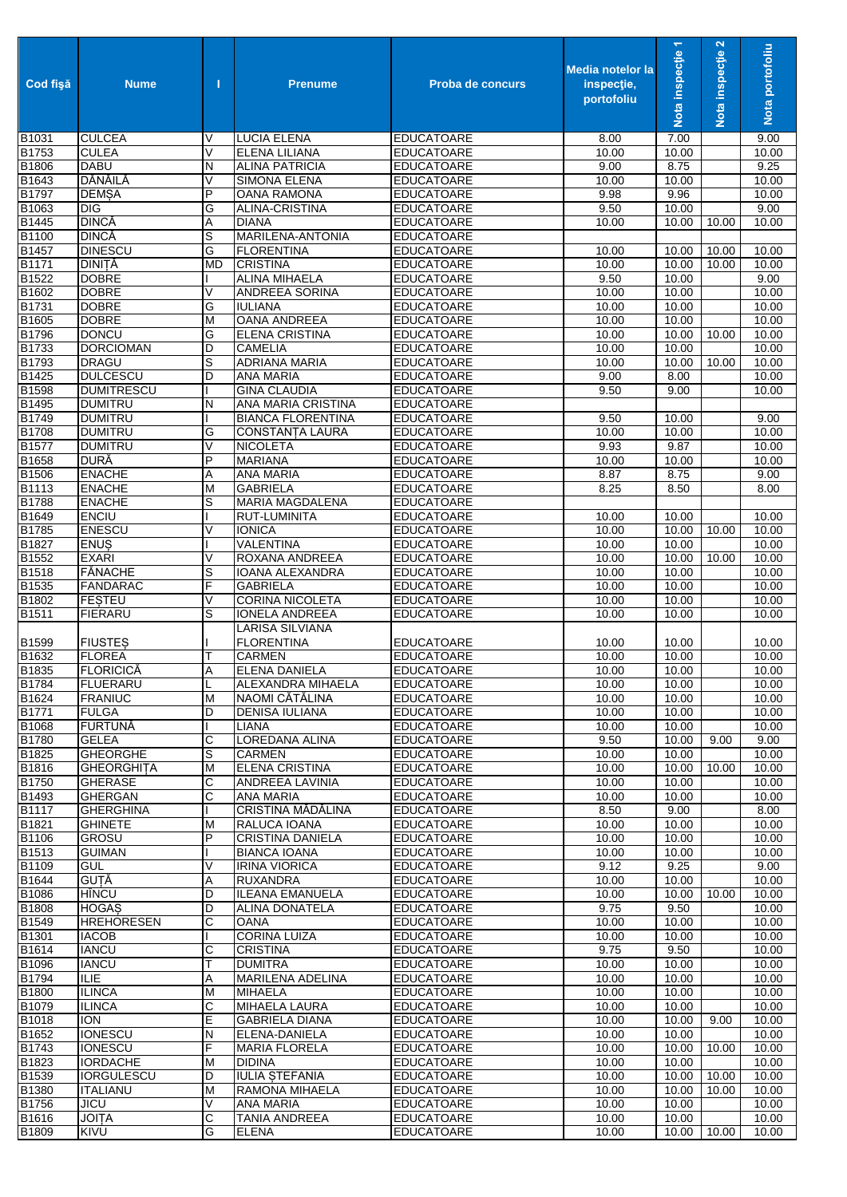| Cod fişă | Nume | I | Prenume | Proba de concurs | Media notelor la inspecţie, portofoliu | Nota inspecţie 1 | Nota inspecţie 2 | Nota portofoliu |
|---|---|---|---|---|---|---|---|---|
| B1031 | CULCEA | V | LUCIA ELENA | EDUCATOARE | 8.00 | 7.00 | | 9.00 |
| B1753 | CULEA | V | ELENA LILIANA | EDUCATOARE | 10.00 | 10.00 | | 10.00 |
| B1806 | DABU | N | ALINA PATRICIA | EDUCATOARE | 9.00 | 8.75 | | 9.25 |
| B1643 | DĂNĂILĂ | V | SIMONA ELENA | EDUCATOARE | 10.00 | 10.00 | | 10.00 |
| B1797 | DEMŞA | P | OANA RAMONA | EDUCATOARE | 9.98 | 9.96 | | 10.00 |
| B1063 | DIG | G | ALINA-CRISTINA | EDUCATOARE | 9.50 | 10.00 | | 9.00 |
| B1445 | DINCĂ | A | DIANA | EDUCATOARE | 10.00 | 10.00 | 10.00 | 10.00 |
| B1100 | DINCĂ | S | MARILENA-ANTONIA | EDUCATOARE | | | | |
| B1457 | DINESCU | G | FLORENTINA | EDUCATOARE | 10.00 | 10.00 | 10.00 | 10.00 |
| B1171 | DINIŢĂ | MD | CRISTINA | EDUCATOARE | 10.00 | 10.00 | 10.00 | 10.00 |
| B1522 | DOBRE | I | ALINA MIHAELA | EDUCATOARE | 9.50 | 10.00 | | 9.00 |
| B1602 | DOBRE | V | ANDREEA SORINA | EDUCATOARE | 10.00 | 10.00 | | 10.00 |
| B1731 | DOBRE | G | IULIANA | EDUCATOARE | 10.00 | 10.00 | | 10.00 |
| B1605 | DOBRE | M | OANA ANDREEA | EDUCATOARE | 10.00 | 10.00 | | 10.00 |
| B1796 | DONCU | G | ELENA CRISTINA | EDUCATOARE | 10.00 | 10.00 | 10.00 | 10.00 |
| B1733 | DORCIOMAN | D | CAMELIA | EDUCATOARE | 10.00 | 10.00 | | 10.00 |
| B1793 | DRAGU | S | ADRIANA MARIA | EDUCATOARE | 10.00 | 10.00 | 10.00 | 10.00 |
| B1425 | DULCESCU | D | ANA MARIA | EDUCATOARE | 9.00 | 8.00 | | 10.00 |
| B1598 | DUMITRESCU | I | GINA CLAUDIA | EDUCATOARE | 9.50 | 9.00 | | 10.00 |
| B1495 | DUMITRU | N | ANA MARIA CRISTINA | EDUCATOARE | | | | |
| B1749 | DUMITRU | I | BIANCA FLORENTINA | EDUCATOARE | 9.50 | 10.00 | | 9.00 |
| B1708 | DUMITRU | G | CONSTANŢA LAURA | EDUCATOARE | 10.00 | 10.00 | | 10.00 |
| B1577 | DUMITRU | V | NICOLETA | EDUCATOARE | 9.93 | 9.87 | | 10.00 |
| B1658 | DURĂ | P | MARIANA | EDUCATOARE | 10.00 | 10.00 | | 10.00 |
| B1506 | ENACHE | A | ANA MARIA | EDUCATOARE | 8.87 | 8.75 | | 9.00 |
| B1113 | ENACHE | M | GABRIELA | EDUCATOARE | 8.25 | 8.50 | | 8.00 |
| B1788 | ENACHE | S | MARIA MAGDALENA | EDUCATOARE | | | | |
| B1649 | ENCIU | I | RUT-LUMINITA | EDUCATOARE | 10.00 | 10.00 | | 10.00 |
| B1785 | ENESCU | V | IONICA | EDUCATOARE | 10.00 | 10.00 | 10.00 | 10.00 |
| B1827 | ENUŞ | I | VALENTINA | EDUCATOARE | 10.00 | 10.00 | | 10.00 |
| B1552 | EXARI | V | ROXANA ANDREEA | EDUCATOARE | 10.00 | 10.00 | 10.00 | 10.00 |
| B1518 | FĂNACHE | S | IOANA ALEXANDRA | EDUCATOARE | 10.00 | 10.00 | | 10.00 |
| B1535 | FANDARAC | F | GABRIELA | EDUCATOARE | 10.00 | 10.00 | | 10.00 |
| B1802 | FEŞTEU | V | CORINA NICOLETA | EDUCATOARE | 10.00 | 10.00 | | 10.00 |
| B1511 | FIERARU | S | IONELA ANDREEA | EDUCATOARE | 10.00 | 10.00 | | 10.00 |
| B1599 | FIUSTEŞ | I | LARISA SILVIANA FLORENTINA | EDUCATOARE | 10.00 | 10.00 | | 10.00 |
| B1632 | FLOREA | T | CARMEN | EDUCATOARE | 10.00 | 10.00 | | 10.00 |
| B1835 | FLORICICĂ | A | ELENA DANIELA | EDUCATOARE | 10.00 | 10.00 | | 10.00 |
| B1784 | FLUERARU | L | ALEXANDRA MIHAELA | EDUCATOARE | 10.00 | 10.00 | | 10.00 |
| B1624 | FRANIUC | M | NAOMI CĂTĂLINA | EDUCATOARE | 10.00 | 10.00 | | 10.00 |
| B1771 | FULGA | D | DENISA IULIANA | EDUCATOARE | 10.00 | 10.00 | | 10.00 |
| B1068 | FURTUNĂ | I | LIANA | EDUCATOARE | 10.00 | 10.00 | | 10.00 |
| B1780 | GELEA | C | LOREDANA ALINA | EDUCATOARE | 9.50 | 10.00 | 9.00 | 9.00 |
| B1825 | GHEORGHE | S | CARMEN | EDUCATOARE | 10.00 | 10.00 | | 10.00 |
| B1816 | GHEORGHIŢA | M | ELENA CRISTINA | EDUCATOARE | 10.00 | 10.00 | 10.00 | 10.00 |
| B1750 | GHERASE | C | ANDREEA LAVINIA | EDUCATOARE | 10.00 | 10.00 | | 10.00 |
| B1493 | GHERGAN | C | ANA MARIA | EDUCATOARE | 10.00 | 10.00 | | 10.00 |
| B1117 | GHERGHINA | I | CRISTINA MĂDĂLINA | EDUCATOARE | 8.50 | 9.00 | | 8.00 |
| B1821 | GHINETE | M | RALUCA IOANA | EDUCATOARE | 10.00 | 10.00 | | 10.00 |
| B1106 | GROSU | P | CRISTINA DANIELA | EDUCATOARE | 10.00 | 10.00 | | 10.00 |
| B1513 | GUIMAN | I | BIANCA IOANA | EDUCATOARE | 10.00 | 10.00 | | 10.00 |
| B1109 | GUL | V | IRINA VIORICA | EDUCATOARE | 9.12 | 9.25 | | 9.00 |
| B1644 | GUŢĂ | A | RUXANDRA | EDUCATOARE | 10.00 | 10.00 | | 10.00 |
| B1086 | HÎNCU | D | ILEANA EMANUELA | EDUCATOARE | 10.00 | 10.00 | 10.00 | 10.00 |
| B1808 | HOGAŞ | D | ALINA DONATELA | EDUCATOARE | 9.75 | 9.50 | | 10.00 |
| B1549 | HREHORESEN | C | OANA | EDUCATOARE | 10.00 | 10.00 | | 10.00 |
| B1301 | IACOB | I | CORINA LUIZA | EDUCATOARE | 10.00 | 10.00 | | 10.00 |
| B1614 | IANCU | C | CRISTINA | EDUCATOARE | 9.75 | 9.50 | | 10.00 |
| B1096 | IANCU | T | DUMITRA | EDUCATOARE | 10.00 | 10.00 | | 10.00 |
| B1794 | ILIE | A | MARILENA ADELINA | EDUCATOARE | 10.00 | 10.00 | | 10.00 |
| B1800 | ILINCA | M | MIHAELA | EDUCATOARE | 10.00 | 10.00 | | 10.00 |
| B1079 | ILINCA | C | MIHAELA LAURA | EDUCATOARE | 10.00 | 10.00 | | 10.00 |
| B1018 | ION | E | GABRIELA DIANA | EDUCATOARE | 10.00 | 10.00 | 9.00 | 10.00 |
| B1652 | IONESCU | N | ELENA-DANIELA | EDUCATOARE | 10.00 | 10.00 | | 10.00 |
| B1743 | IONESCU | F | MARIA FLORELA | EDUCATOARE | 10.00 | 10.00 | 10.00 | 10.00 |
| B1823 | IORDACHE | M | DIDINA | EDUCATOARE | 10.00 | 10.00 | | 10.00 |
| B1539 | IORGULESCU | D | IULIA ŞTEFANIA | EDUCATOARE | 10.00 | 10.00 | 10.00 | 10.00 |
| B1380 | ITALIANU | M | RAMONA MIHAELA | EDUCATOARE | 10.00 | 10.00 | 10.00 | 10.00 |
| B1756 | JICU | V | ANA MARIA | EDUCATOARE | 10.00 | 10.00 | | 10.00 |
| B1616 | JOIŢA | C | TANIA ANDREEA | EDUCATOARE | 10.00 | 10.00 | | 10.00 |
| B1809 | KIVU | G | ELENA | EDUCATOARE | 10.00 | 10.00 | 10.00 | 10.00 |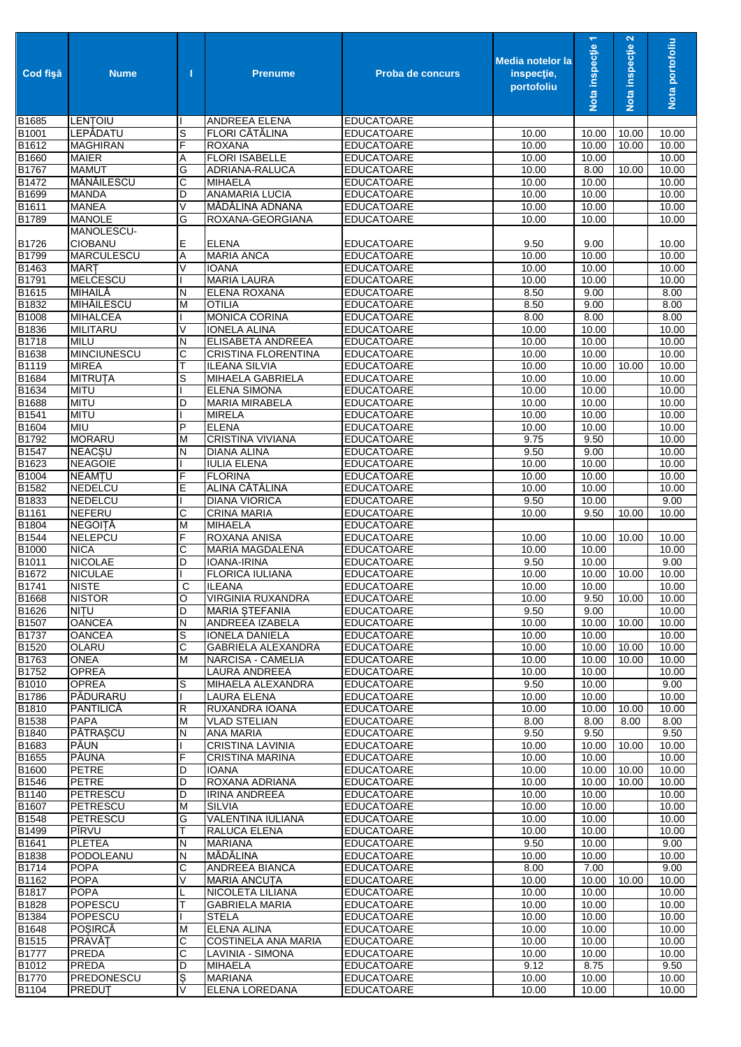| Cod fişă | Nume | I | Prenume | Proba de concurs | Media notelor la inspecţie, portofoliu | Nota inspecţie 1 | Nota inspecţie 2 | Nota portofoliu |
|---|---|---|---|---|---|---|---|---|
| B1685 | LENŢOIU | I | ANDREEA ELENA | EDUCATOARE | | | | |
| B1001 | LEPĂDATU | S | FLORI CĂTĂLINA | EDUCATOARE | 10.00 | 10.00 | 10.00 | 10.00 |
| B1612 | MAGHIRAN | F | ROXANA | EDUCATOARE | 10.00 | 10.00 | 10.00 | 10.00 |
| B1660 | MAIER | A | FLORI ISABELLE | EDUCATOARE | 10.00 | 10.00 | | 10.00 |
| B1767 | MAMUT | G | ADRIANA-RALUCA | EDUCATOARE | 10.00 | 8.00 | 10.00 | 10.00 |
| B1472 | MĂNĂILESCU | C | MIHAELA | EDUCATOARE | 10.00 | 10.00 | | 10.00 |
| B1699 | MANDA | D | ANAMARIA LUCIA | EDUCATOARE | 10.00 | 10.00 | | 10.00 |
| B1611 | MANEA | V | MĂDĂLINA ADNANA | EDUCATOARE | 10.00 | 10.00 | | 10.00 |
| B1789 | MANOLE | G | ROXANA-GEORGIANA | EDUCATOARE | 10.00 | 10.00 | | 10.00 |
| B1726 | MANOLESCU-CIOBANU | E | ELENA | EDUCATOARE | 9.50 | 9.00 | | 10.00 |
| B1799 | MARCULESCU | A | MARIA ANCA | EDUCATOARE | 10.00 | 10.00 | | 10.00 |
| B1463 | MARŢ | V | IOANA | EDUCATOARE | 10.00 | 10.00 | | 10.00 |
| B1791 | MELCESCU | I | MARIA LAURA | EDUCATOARE | 10.00 | 10.00 | | 10.00 |
| B1615 | MIHAILĂ | N | ELENA ROXANA | EDUCATOARE | 8.50 | 9.00 | | 8.00 |
| B1832 | MIHĂILESCU | M | OTILIA | EDUCATOARE | 8.50 | 9.00 | | 8.00 |
| B1008 | MIHALCEA | I | MONICA CORINA | EDUCATOARE | 8.00 | 8.00 | | 8.00 |
| B1836 | MILITARU | V | IONELA ALINA | EDUCATOARE | 10.00 | 10.00 | | 10.00 |
| B1718 | MILU | N | ELISABETA ANDREEA | EDUCATOARE | 10.00 | 10.00 | | 10.00 |
| B1638 | MINCIUNESCU | C | CRISTINA FLORENTINA | EDUCATOARE | 10.00 | 10.00 | | 10.00 |
| B1119 | MIREA | T | ILEANA SILVIA | EDUCATOARE | 10.00 | 10.00 | 10.00 | 10.00 |
| B1684 | MITRUŢA | S | MIHAELA GABRIELA | EDUCATOARE | 10.00 | 10.00 | | 10.00 |
| B1634 | MITU | I | ELENA SIMONA | EDUCATOARE | 10.00 | 10.00 | | 10.00 |
| B1688 | MITU | D | MARIA MIRABELA | EDUCATOARE | 10.00 | 10.00 | | 10.00 |
| B1541 | MITU | I | MIRELA | EDUCATOARE | 10.00 | 10.00 | | 10.00 |
| B1604 | MIU | P | ELENA | EDUCATOARE | 10.00 | 10.00 | | 10.00 |
| B1792 | MORARU | M | CRISTINA VIVIANA | EDUCATOARE | 9.75 | 9.50 | | 10.00 |
| B1547 | NEACŞU | N | DIANA ALINA | EDUCATOARE | 9.50 | 9.00 | | 10.00 |
| B1623 | NEAGOIE | I | IULIA ELENA | EDUCATOARE | 10.00 | 10.00 | | 10.00 |
| B1004 | NEAMŢU | F | FLORINA | EDUCATOARE | 10.00 | 10.00 | | 10.00 |
| B1582 | NEDELCU | E | ALINA CĂTĂLINA | EDUCATOARE | 10.00 | 10.00 | | 10.00 |
| B1833 | NEDELCU | I | DIANA VIORICA | EDUCATOARE | 9.50 | 10.00 | | 9.00 |
| B1161 | NEFERU | C | CRINA MARIA | EDUCATOARE | 10.00 | 9.50 | 10.00 | 10.00 |
| B1804 | NEGOIŢĂ | M | MIHAELA | EDUCATOARE | | | | |
| B1544 | NELEPCU | F | ROXANA ANISA | EDUCATOARE | 10.00 | 10.00 | 10.00 | 10.00 |
| B1000 | NICA | C | MARIA MAGDALENA | EDUCATOARE | 10.00 | 10.00 | | 10.00 |
| B1011 | NICOLAE | D | IOANA-IRINA | EDUCATOARE | 9.50 | 10.00 | | 9.00 |
| B1672 | NICULAE | I | FLORICA IULIANA | EDUCATOARE | 10.00 | 10.00 | 10.00 | 10.00 |
| B1741 | NISTE | C | ILEANA | EDUCATOARE | 10.00 | 10.00 | | 10.00 |
| B1668 | NISTOR | O | VIRGINIA RUXANDRA | EDUCATOARE | 10.00 | 9.50 | 10.00 | 10.00 |
| B1626 | NIŢU | D | MARIA ŞTEFANIA | EDUCATOARE | 9.50 | 9.00 | | 10.00 |
| B1507 | OANCEA | N | ANDREEA IZABELA | EDUCATOARE | 10.00 | 10.00 | 10.00 | 10.00 |
| B1737 | OANCEA | S | IONELA DANIELA | EDUCATOARE | 10.00 | 10.00 | | 10.00 |
| B1520 | OLARU | C | GABRIELA ALEXANDRA | EDUCATOARE | 10.00 | 10.00 | 10.00 | 10.00 |
| B1763 | ONEA | M | NARCISA - CAMELIA | EDUCATOARE | 10.00 | 10.00 | 10.00 | 10.00 |
| B1752 | OPREA | | LAURA ANDREEA | EDUCATOARE | 10.00 | 10.00 | | 10.00 |
| B1010 | OPREA | S | MIHAELA ALEXANDRA | EDUCATOARE | 9.50 | 10.00 | | 9.00 |
| B1786 | PĂDURARU | I | LAURA ELENA | EDUCATOARE | 10.00 | 10.00 | | 10.00 |
| B1810 | PANTILICĂ | R | RUXANDRA IOANA | EDUCATOARE | 10.00 | 10.00 | 10.00 | 10.00 |
| B1538 | PAPA | M | VLAD STELIAN | EDUCATOARE | 8.00 | 8.00 | 8.00 | 8.00 |
| B1840 | PĂTRAŞCU | N | ANA MARIA | EDUCATOARE | 9.50 | 9.50 | | 9.50 |
| B1683 | PĂUN | I | CRISTINA LAVINIA | EDUCATOARE | 10.00 | 10.00 | 10.00 | 10.00 |
| B1655 | PĂUNA | F | CRISTINA MARINA | EDUCATOARE | 10.00 | 10.00 | | 10.00 |
| B1600 | PETRE | D | IOANA | EDUCATOARE | 10.00 | 10.00 | 10.00 | 10.00 |
| B1546 | PETRE | D | ROXANA ADRIANA | EDUCATOARE | 10.00 | 10.00 | 10.00 | 10.00 |
| B1140 | PETRESCU | D | IRINA ANDREEA | EDUCATOARE | 10.00 | 10.00 | | 10.00 |
| B1607 | PETRESCU | M | SILVIA | EDUCATOARE | 10.00 | 10.00 | | 10.00 |
| B1548 | PETRESCU | G | VALENTINA IULIANA | EDUCATOARE | 10.00 | 10.00 | | 10.00 |
| B1499 | PÎRVU | T | RALUCA ELENA | EDUCATOARE | 10.00 | 10.00 | | 10.00 |
| B1641 | PLETEA | N | MARIANA | EDUCATOARE | 9.50 | 10.00 | | 9.00 |
| B1838 | PODOLEANU | N | MĂDĂLINA | EDUCATOARE | 10.00 | 10.00 | | 10.00 |
| B1714 | POPA | C | ANDREEA BIANCA | EDUCATOARE | 8.00 | 7.00 | | 9.00 |
| B1162 | POPA | V | MARIA ANCUŢA | EDUCATOARE | 10.00 | 10.00 | 10.00 | 10.00 |
| B1817 | POPA | L | NICOLETA LILIANA | EDUCATOARE | 10.00 | 10.00 | | 10.00 |
| B1828 | POPESCU | T | GABRIELA MARIA | EDUCATOARE | 10.00 | 10.00 | | 10.00 |
| B1384 | POPESCU | I | STELA | EDUCATOARE | 10.00 | 10.00 | | 10.00 |
| B1648 | POŞIRCĂ | M | ELENA ALINA | EDUCATOARE | 10.00 | 10.00 | | 10.00 |
| B1515 | PRĂVĂŢ | C | COSTINELA ANA MARIA | EDUCATOARE | 10.00 | 10.00 | | 10.00 |
| B1777 | PREDA | C | LAVINIA - SIMONA | EDUCATOARE | 10.00 | 10.00 | | 10.00 |
| B1012 | PREDA | D | MIHAELA | EDUCATOARE | 9.12 | 8.75 | | 9.50 |
| B1770 | PREDONESCU | Ş | MARIANA | EDUCATOARE | 10.00 | 10.00 | | 10.00 |
| B1104 | PREDUŢ | V | ELENA LOREDANA | EDUCATOARE | 10.00 | 10.00 | | 10.00 |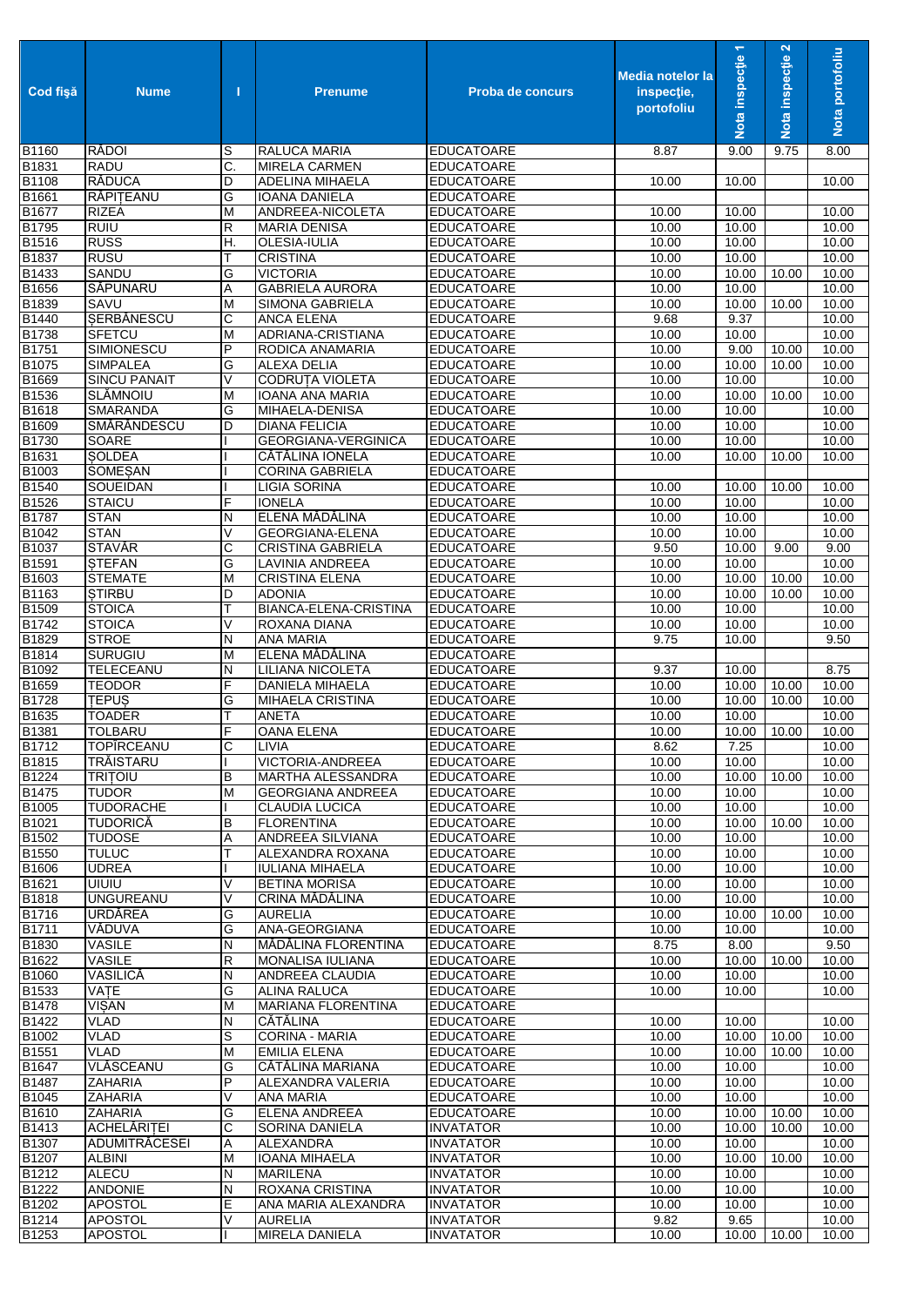| Cod fişă | Nume | I | Prenume | Proba de concurs | Media notelor la inspecţie, portofoliu | Nota inspecţie 1 | Nota inspecţie 2 | Nota portofoliu |
|---|---|---|---|---|---|---|---|---|
| B1160 | RĂDOI | S | RALUCA MARIA | EDUCATOARE | 8.87 | 9.00 | 9.75 | 8.00 |
| B1831 | RADU | C. | MIRELA CARMEN | EDUCATOARE | | | | |
| B1108 | RĂDUCA | D | ADELINA MIHAELA | EDUCATOARE | 10.00 | 10.00 | | 10.00 |
| B1661 | RĂPIŢEANU | G | IOANA DANIELA | EDUCATOARE | | | | |
| B1677 | RIZEA | M | ANDREEA-NICOLETA | EDUCATOARE | 10.00 | 10.00 | | 10.00 |
| B1795 | RUIU | R | MARIA DENISA | EDUCATOARE | 10.00 | 10.00 | | 10.00 |
| B1516 | RUSS | H. | OLESIA-IULIA | EDUCATOARE | 10.00 | 10.00 | | 10.00 |
| B1837 | RUSU | T | CRISTINA | EDUCATOARE | 10.00 | 10.00 | | 10.00 |
| B1433 | SANDU | G | VICTORIA | EDUCATOARE | 10.00 | 10.00 | 10.00 | 10.00 |
| B1656 | SĂPUNARU | A | GABRIELA AURORA | EDUCATOARE | 10.00 | 10.00 | | 10.00 |
| B1839 | SAVU | M | SIMONA GABRIELA | EDUCATOARE | 10.00 | 10.00 | 10.00 | 10.00 |
| B1440 | ŞERBĂNESCU | C | ANCA ELENA | EDUCATOARE | 9.68 | 9.37 | | 10.00 |
| B1738 | SFETCU | M | ADRIANA-CRISTIANA | EDUCATOARE | 10.00 | 10.00 | | 10.00 |
| B1751 | SIMIONESCU | P | RODICA ANAMARIA | EDUCATOARE | 10.00 | 9.00 | 10.00 | 10.00 |
| B1075 | SIMPALEA | G | ALEXA DELIA | EDUCATOARE | 10.00 | 10.00 | 10.00 | 10.00 |
| B1669 | SINCU PANAIT | V | CODRUŢA VIOLETA | EDUCATOARE | 10.00 | 10.00 | | 10.00 |
| B1536 | SLĂMNOIU | M | IOANA ANA MARIA | EDUCATOARE | 10.00 | 10.00 | 10.00 | 10.00 |
| B1618 | SMARANDA | G | MIHAELA-DENISA | EDUCATOARE | 10.00 | 10.00 | | 10.00 |
| B1609 | SMĂRĂNDESCU | D | DIANA FELICIA | EDUCATOARE | 10.00 | 10.00 | | 10.00 |
| B1730 | SOARE | I | GEORGIANA-VERGINICA | EDUCATOARE | 10.00 | 10.00 | | 10.00 |
| B1631 | ŞOLDEA | I | CĂTĂLINA IONELA | EDUCATOARE | 10.00 | 10.00 | 10.00 | 10.00 |
| B1003 | ŞOMEŞAN | I | CORINA GABRIELA | EDUCATOARE | | | | |
| B1540 | SOUEIDAN | I | LIGIA SORINA | EDUCATOARE | 10.00 | 10.00 | 10.00 | 10.00 |
| B1526 | STAICU | F | IONELA | EDUCATOARE | 10.00 | 10.00 | | 10.00 |
| B1787 | STAN | N | ELENA MĂDĂLINA | EDUCATOARE | 10.00 | 10.00 | | 10.00 |
| B1042 | STAN | V | GEORGIANA-ELENA | EDUCATOARE | 10.00 | 10.00 | | 10.00 |
| B1037 | STAVĂR | C | CRISTINA GABRIELA | EDUCATOARE | 9.50 | 10.00 | 9.00 | 9.00 |
| B1591 | ŞTEFAN | G | LAVINIA ANDREEA | EDUCATOARE | 10.00 | 10.00 | | 10.00 |
| B1603 | STEMATE | M | CRISTINA ELENA | EDUCATOARE | 10.00 | 10.00 | 10.00 | 10.00 |
| B1163 | ŞTIRBU | D | ADONIA | EDUCATOARE | 10.00 | 10.00 | 10.00 | 10.00 |
| B1509 | STOICA | T | BIANCA-ELENA-CRISTINA | EDUCATOARE | 10.00 | 10.00 | | 10.00 |
| B1742 | STOICA | V | ROXANA DIANA | EDUCATOARE | 10.00 | 10.00 | | 10.00 |
| B1829 | STROE | N | ANA MARIA | EDUCATOARE | 9.75 | 10.00 | | 9.50 |
| B1814 | SURUGIU | M | ELENA MĂDĂLINA | EDUCATOARE | | | | |
| B1092 | TELECEANU | N | LILIANA NICOLETA | EDUCATOARE | 9.37 | 10.00 | | 8.75 |
| B1659 | TEODOR | F | DANIELA MIHAELA | EDUCATOARE | 10.00 | 10.00 | 10.00 | 10.00 |
| B1728 | ŢEPUŞ | G | MIHAELA CRISTINA | EDUCATOARE | 10.00 | 10.00 | 10.00 | 10.00 |
| B1635 | TOADER | T | ANETA | EDUCATOARE | 10.00 | 10.00 | | 10.00 |
| B1381 | TOLBARU | F | OANA ELENA | EDUCATOARE | 10.00 | 10.00 | 10.00 | 10.00 |
| B1712 | TOPÎRCEANU | C | LIVIA | EDUCATOARE | 8.62 | 7.25 | | 10.00 |
| B1815 | TRĂISTARU | I | VICTORIA-ANDREEA | EDUCATOARE | 10.00 | 10.00 | | 10.00 |
| B1224 | TRIŢOIU | B | MARTHA ALESSANDRA | EDUCATOARE | 10.00 | 10.00 | 10.00 | 10.00 |
| B1475 | TUDOR | M | GEORGIANA ANDREEA | EDUCATOARE | 10.00 | 10.00 | | 10.00 |
| B1005 | TUDORACHE | I | CLAUDIA LUCICA | EDUCATOARE | 10.00 | 10.00 | | 10.00 |
| B1021 | TUDORICĂ | B | FLORENTINA | EDUCATOARE | 10.00 | 10.00 | 10.00 | 10.00 |
| B1502 | TUDOSE | A | ANDREEA SILVIANA | EDUCATOARE | 10.00 | 10.00 | | 10.00 |
| B1550 | TULUC | T | ALEXANDRA ROXANA | EDUCATOARE | 10.00 | 10.00 | | 10.00 |
| B1606 | UDREA | I | IULIANA MIHAELA | EDUCATOARE | 10.00 | 10.00 | | 10.00 |
| B1621 | UIUIU | V | BETINA MORISA | EDUCATOARE | 10.00 | 10.00 | | 10.00 |
| B1818 | UNGUREANU | V | CRINA MĂDĂLINA | EDUCATOARE | 10.00 | 10.00 | | 10.00 |
| B1716 | URDĂREA | G | AURELIA | EDUCATOARE | 10.00 | 10.00 | 10.00 | 10.00 |
| B1711 | VĂDUVA | G | ANA-GEORGIANA | EDUCATOARE | 10.00 | 10.00 | | 10.00 |
| B1830 | VASILE | N | MĂDĂLINA FLORENTINA | EDUCATOARE | 8.75 | 8.00 | | 9.50 |
| B1622 | VASILE | R | MONALISA IULIANA | EDUCATOARE | 10.00 | 10.00 | 10.00 | 10.00 |
| B1060 | VASILICĂ | N | ANDREEA CLAUDIA | EDUCATOARE | 10.00 | 10.00 | | 10.00 |
| B1533 | VAŢE | G | ALINA RALUCA | EDUCATOARE | 10.00 | 10.00 | | 10.00 |
| B1478 | VIŞAN | M | MARIANA FLORENTINA | EDUCATOARE | | | | |
| B1422 | VLAD | N | CĂTĂLINA | EDUCATOARE | 10.00 | 10.00 | | 10.00 |
| B1002 | VLAD | S | CORINA - MARIA | EDUCATOARE | 10.00 | 10.00 | 10.00 | 10.00 |
| B1551 | VLAD | M | EMILIA ELENA | EDUCATOARE | 10.00 | 10.00 | 10.00 | 10.00 |
| B1647 | VLĂSCEANU | G | CĂTĂLINA MARIANA | EDUCATOARE | 10.00 | 10.00 | | 10.00 |
| B1487 | ZAHARIA | P | ALEXANDRA VALERIA | EDUCATOARE | 10.00 | 10.00 | | 10.00 |
| B1045 | ZAHARIA | V | ANA MARIA | EDUCATOARE | 10.00 | 10.00 | | 10.00 |
| B1610 | ZAHARIA | G | ELENA ANDREEA | EDUCATOARE | 10.00 | 10.00 | 10.00 | 10.00 |
| B1413 | ACHELĂRIŢEI | C | SORINA DANIELA | INVATATOR | 10.00 | 10.00 | 10.00 | 10.00 |
| B1307 | ADUMITRĂCESEI | A | ALEXANDRA | INVATATOR | 10.00 | 10.00 | | 10.00 |
| B1207 | ALBINI | M | IOANA MIHAELA | INVATATOR | 10.00 | 10.00 | 10.00 | 10.00 |
| B1212 | ALECU | N | MARILENA | INVATATOR | 10.00 | 10.00 | | 10.00 |
| B1222 | ANDONIE | N | ROXANA CRISTINA | INVATATOR | 10.00 | 10.00 | | 10.00 |
| B1202 | APOSTOL | E | ANA MARIA ALEXANDRA | INVATATOR | 10.00 | 10.00 | | 10.00 |
| B1214 | APOSTOL | V | AURELIA | INVATATOR | 9.82 | 9.65 | | 10.00 |
| B1253 | APOSTOL | I | MIRELA DANIELA | INVATATOR | 10.00 | 10.00 | 10.00 | 10.00 |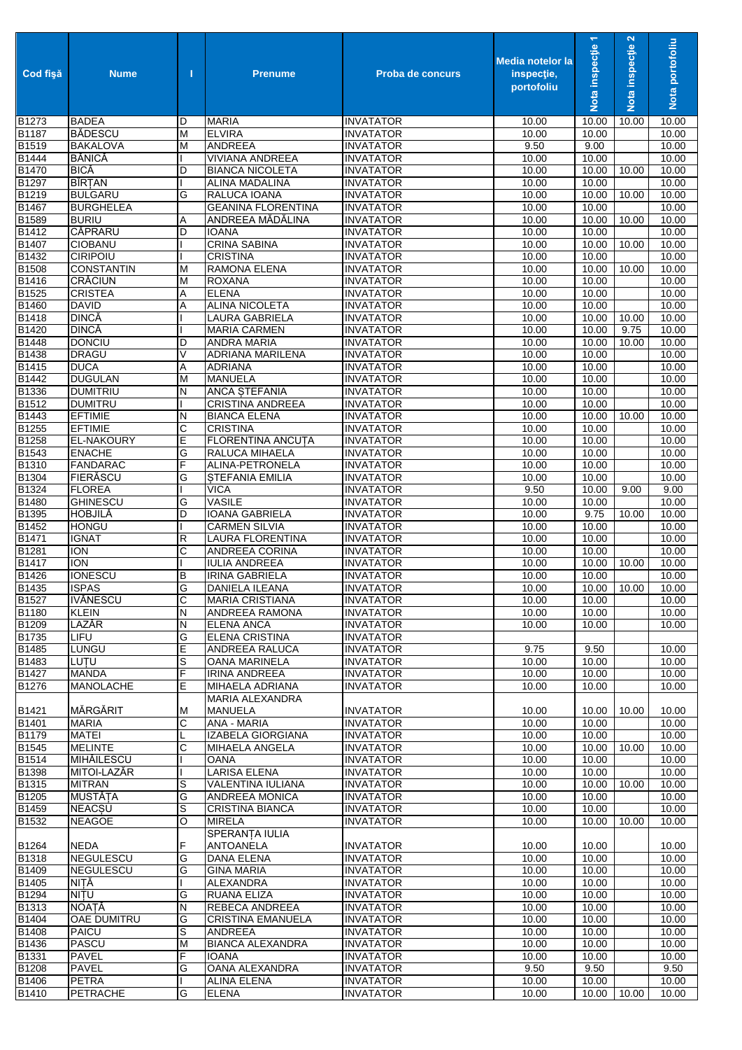| Cod fişă | Nume | I | Prenume | Proba de concurs | Media notelor la inspecţie, portofoliu | Nota inspecţie 1 | Nota inspecţie 2 | Nota portofoliu |
|---|---|---|---|---|---|---|---|---|
| B1273 | BADEA | D | MARIA | INVATATOR | 10.00 | 10.00 | 10.00 | 10.00 |
| B1187 | BĂDESCU | M | ELVIRA | INVATATOR | 10.00 | 10.00 | | 10.00 |
| B1519 | BAKALOVA | M | ANDREEA | INVATATOR | 9.50 | 9.00 | | 10.00 |
| B1444 | BĂNICĂ | I | VIVIANA ANDREEA | INVATATOR | 10.00 | 10.00 | | 10.00 |
| B1470 | BICĂ | D | BIANCA NICOLETA | INVATATOR | 10.00 | 10.00 | 10.00 | 10.00 |
| B1297 | BÎRȚAN | I | ALINA MADALINA | INVATATOR | 10.00 | 10.00 | | 10.00 |
| B1219 | BULGARU | G | RALUCA IOANA | INVATATOR | 10.00 | 10.00 | 10.00 | 10.00 |
| B1467 | BURGHELEA | | GEANINA FLORENTINA | INVATATOR | 10.00 | 10.00 | | 10.00 |
| B1589 | BURIU | A | ANDREEA MĂDĂLINA | INVATATOR | 10.00 | 10.00 | 10.00 | 10.00 |
| B1412 | CĂPRARU | D | IOANA | INVATATOR | 10.00 | 10.00 | | 10.00 |
| B1407 | CIOBANU | I | CRINA SABINA | INVATATOR | 10.00 | 10.00 | 10.00 | 10.00 |
| B1432 | CIRIPOIU | I | CRISTINA | INVATATOR | 10.00 | 10.00 | | 10.00 |
| B1508 | CONSTANTIN | M | RAMONA ELENA | INVATATOR | 10.00 | 10.00 | 10.00 | 10.00 |
| B1416 | CRĂCIUN | M | ROXANA | INVATATOR | 10.00 | 10.00 | | 10.00 |
| B1525 | CRISTEA | A | ELENA | INVATATOR | 10.00 | 10.00 | | 10.00 |
| B1460 | DAVID | A | ALINA NICOLETA | INVATATOR | 10.00 | 10.00 | | 10.00 |
| B1418 | DINCĂ | I | LAURA GABRIELA | INVATATOR | 10.00 | 10.00 | 10.00 | 10.00 |
| B1420 | DINCĂ | I | MARIA CARMEN | INVATATOR | 10.00 | 10.00 | 9.75 | 10.00 |
| B1448 | DONCIU | D | ANDRA MARIA | INVATATOR | 10.00 | 10.00 | 10.00 | 10.00 |
| B1438 | DRAGU | V | ADRIANA MARILENA | INVATATOR | 10.00 | 10.00 | | 10.00 |
| B1415 | DUCA | A | ADRIANA | INVATATOR | 10.00 | 10.00 | | 10.00 |
| B1442 | DUGULAN | M | MANUELA | INVATATOR | 10.00 | 10.00 | | 10.00 |
| B1336 | DUMITRIU | N | ANCA ȘTEFANIA | INVATATOR | 10.00 | 10.00 | | 10.00 |
| B1512 | DUMITRU | I | CRISTINA ANDREEA | INVATATOR | 10.00 | 10.00 | | 10.00 |
| B1443 | EFTIMIE | N | BIANCA ELENA | INVATATOR | 10.00 | 10.00 | 10.00 | 10.00 |
| B1255 | EFTIMIE | C | CRISTINA | INVATATOR | 10.00 | 10.00 | | 10.00 |
| B1258 | EL-NAKOURY | E | FLORENTINA ANCUȚA | INVATATOR | 10.00 | 10.00 | | 10.00 |
| B1543 | ENACHE | G | RALUCA MIHAELA | INVATATOR | 10.00 | 10.00 | | 10.00 |
| B1310 | FANDARAC | F | ALINA-PETRONELA | INVATATOR | 10.00 | 10.00 | | 10.00 |
| B1304 | FIERĂSCU | G | ȘTEFANIA EMILIA | INVATATOR | 10.00 | 10.00 | | 10.00 |
| B1324 | FLOREA | I | VICA | INVATATOR | 9.50 | 10.00 | 9.00 | 9.00 |
| B1480 | GHINESCU | G | VASILE | INVATATOR | 10.00 | 10.00 | | 10.00 |
| B1395 | HOBJILĂ | D | IOANA GABRIELA | INVATATOR | 10.00 | 9.75 | 10.00 | 10.00 |
| B1452 | HONGU | I | CARMEN SILVIA | INVATATOR | 10.00 | 10.00 | | 10.00 |
| B1471 | IGNAT | R | LAURA FLORENTINA | INVATATOR | 10.00 | 10.00 | | 10.00 |
| B1281 | ION | C | ANDREEA CORINA | INVATATOR | 10.00 | 10.00 | | 10.00 |
| B1417 | ION | I | IULIA ANDREEA | INVATATOR | 10.00 | 10.00 | 10.00 | 10.00 |
| B1426 | IONESCU | B | IRINA GABRIELA | INVATATOR | 10.00 | 10.00 | | 10.00 |
| B1435 | ISPAS | G | DANIELA ILEANA | INVATATOR | 10.00 | 10.00 | 10.00 | 10.00 |
| B1527 | IVĂNESCU | C | MARIA CRISTIANA | INVATATOR | 10.00 | 10.00 | | 10.00 |
| B1180 | KLEIN | N | ANDREEA RAMONA | INVATATOR | 10.00 | 10.00 | | 10.00 |
| B1209 | LAZĂR | N | ELENA ANCA | INVATATOR | 10.00 | 10.00 | | 10.00 |
| B1735 | LIFU | G | ELENA CRISTINA | INVATATOR | | | | |
| B1485 | LUNGU | E | ANDREEA RALUCA | INVATATOR | 9.75 | 9.50 | | 10.00 |
| B1483 | LUȚU | S | OANA MARINELA | INVATATOR | 10.00 | 10.00 | | 10.00 |
| B1427 | MANDA | F | IRINA ANDREEA | INVATATOR | 10.00 | 10.00 | | 10.00 |
| B1276 | MANOLACHE | E | MIHAELA ADRIANA | INVATATOR | 10.00 | 10.00 | | 10.00 |
| B1421 | MĂRGĂRIT | M | MARIA ALEXANDRA MANUELA | INVATATOR | 10.00 | 10.00 | 10.00 | 10.00 |
| B1401 | MARIA | C | ANA - MARIA | INVATATOR | 10.00 | 10.00 | | 10.00 |
| B1179 | MATEI | L | IZABELA GIORGIANA | INVATATOR | 10.00 | 10.00 | | 10.00 |
| B1545 | MELINTE | C | MIHAELA ANGELA | INVATATOR | 10.00 | 10.00 | 10.00 | 10.00 |
| B1514 | MIHĂILESCU | I | OANA | INVATATOR | 10.00 | 10.00 | | 10.00 |
| B1398 | MITOI-LAZĂR | I | LARISA ELENA | INVATATOR | 10.00 | 10.00 | | 10.00 |
| B1315 | MITRAN | S | VALENTINA IULIANA | INVATATOR | 10.00 | 10.00 | 10.00 | 10.00 |
| B1205 | MUSTĂȚA | G | ANDREEA MONICA | INVATATOR | 10.00 | 10.00 | | 10.00 |
| B1459 | NEACȘU | S | CRISTINA BIANCA | INVATATOR | 10.00 | 10.00 | | 10.00 |
| B1532 | NEAGOE | O | MIRELA | INVATATOR | 10.00 | 10.00 | 10.00 | 10.00 |
| B1264 | NEDA | F | SPERANȚA IULIA ANTOANELA | INVATATOR | 10.00 | 10.00 | | 10.00 |
| B1318 | NEGULESCU | G | DANA ELENA | INVATATOR | 10.00 | 10.00 | | 10.00 |
| B1409 | NEGULESCU | G | GINA MARIA | INVATATOR | 10.00 | 10.00 | | 10.00 |
| B1405 | NIȚĂ | I | ALEXANDRA | INVATATOR | 10.00 | 10.00 | | 10.00 |
| B1294 | NIȚU | G | RUANA ELIZA | INVATATOR | 10.00 | 10.00 | | 10.00 |
| B1313 | NOAȚĂ | N | REBECA ANDREEA | INVATATOR | 10.00 | 10.00 | | 10.00 |
| B1404 | OAE DUMITRU | G | CRISTINA EMANUELA | INVATATOR | 10.00 | 10.00 | | 10.00 |
| B1408 | PAICU | S | ANDREEA | INVATATOR | 10.00 | 10.00 | | 10.00 |
| B1436 | PASCU | M | BIANCA ALEXANDRA | INVATATOR | 10.00 | 10.00 | | 10.00 |
| B1331 | PAVEL | F | IOANA | INVATATOR | 10.00 | 10.00 | | 10.00 |
| B1208 | PAVEL | G | OANA ALEXANDRA | INVATATOR | 9.50 | 9.50 | | 9.50 |
| B1406 | PETRA | I | ALINA ELENA | INVATATOR | 10.00 | 10.00 | | 10.00 |
| B1410 | PETRACHE | G | ELENA | INVATATOR | 10.00 | 10.00 | 10.00 | 10.00 |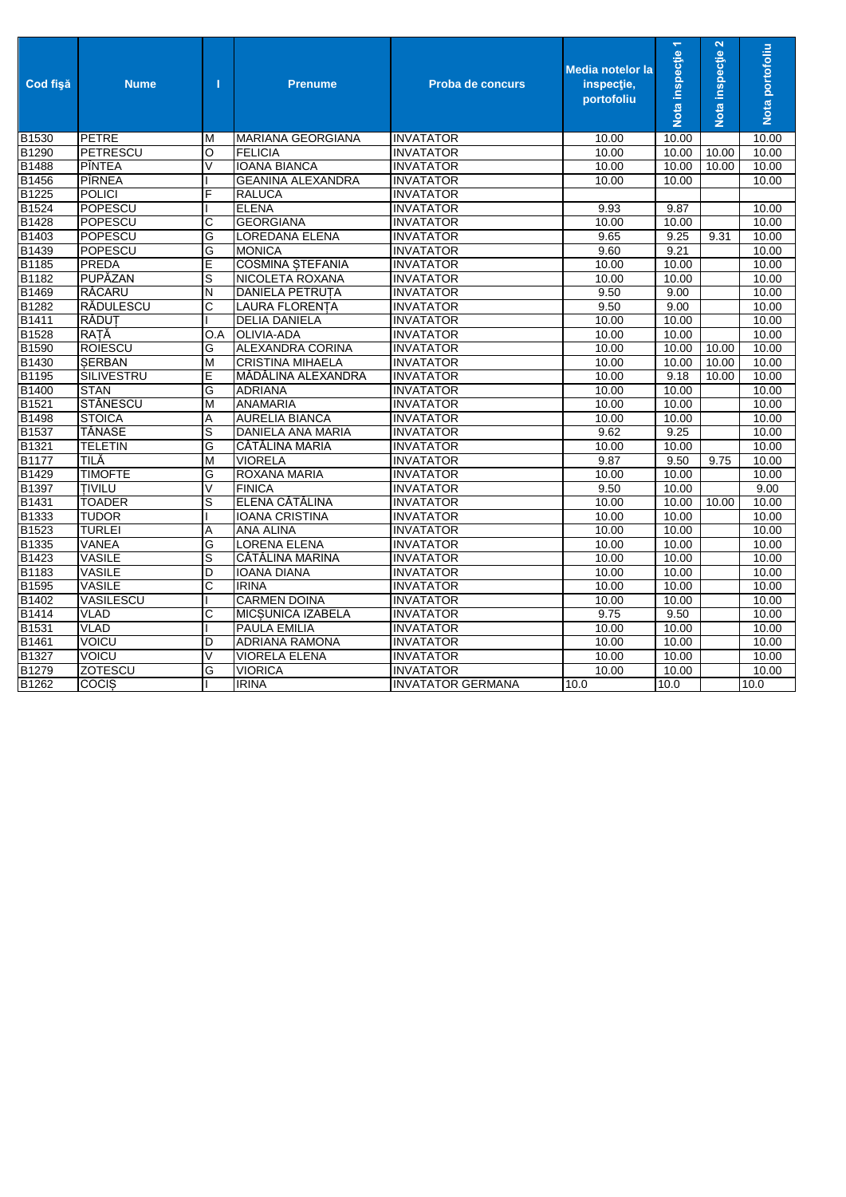| Cod fișă | Nume | I | Prenume | Proba de concurs | Media notelor la inspecţie, portofoliu | Nota inspecţie 1 | Nota inspecţie 2 | Nota portofoliu |
|---|---|---|---|---|---|---|---|---|
| B1530 | PETRE | M | MARIANA GEORGIANA | INVATATOR | 10.00 | 10.00 | | 10.00 |
| B1290 | PETRESCU | O | FELICIA | INVATATOR | 10.00 | 10.00 | 10.00 | 10.00 |
| B1488 | PÎNTEA | V | IOANA BIANCA | INVATATOR | 10.00 | 10.00 | 10.00 | 10.00 |
| B1456 | PÎRNEA | I | GEANINA ALEXANDRA | INVATATOR | 10.00 | 10.00 | | 10.00 |
| B1225 | POLICI | F | RALUCA | INVATATOR | | | | |
| B1524 | POPESCU | I | ELENA | INVATATOR | 9.93 | 9.87 | | 10.00 |
| B1428 | POPESCU | C | GEORGIANA | INVATATOR | 10.00 | 10.00 | | 10.00 |
| B1403 | POPESCU | G | LOREDANA ELENA | INVATATOR | 9.65 | 9.25 | 9.31 | 10.00 |
| B1439 | POPESCU | G | MONICA | INVATATOR | 9.60 | 9.21 | | 10.00 |
| B1185 | PREDA | E | COSMINA ȘTEFANIA | INVATATOR | 10.00 | 10.00 | | 10.00 |
| B1182 | PUPĂZAN | S | NICOLETA ROXANA | INVATATOR | 10.00 | 10.00 | | 10.00 |
| B1469 | RĂCARU | N | DANIELA PETRUȚA | INVATATOR | 9.50 | 9.00 | | 10.00 |
| B1282 | RĂDULESCU | C | LAURA FLORENȚA | INVATATOR | 9.50 | 9.00 | | 10.00 |
| B1411 | RĂDUȚ | I | DELIA DANIELA | INVATATOR | 10.00 | 10.00 | | 10.00 |
| B1528 | RAȚĂ | O.A | OLIVIA-ADA | INVATATOR | 10.00 | 10.00 | | 10.00 |
| B1590 | ROIESCU | G | ALEXANDRA CORINA | INVATATOR | 10.00 | 10.00 | 10.00 | 10.00 |
| B1430 | ȘERBAN | M | CRISTINA MIHAELA | INVATATOR | 10.00 | 10.00 | 10.00 | 10.00 |
| B1195 | SILIVESTRU | E | MĂDĂLINA ALEXANDRA | INVATATOR | 10.00 | 9.18 | 10.00 | 10.00 |
| B1400 | STAN | G | ADRIANA | INVATATOR | 10.00 | 10.00 | | 10.00 |
| B1521 | STĂNESCU | M | ANAMARIA | INVATATOR | 10.00 | 10.00 | | 10.00 |
| B1498 | STOICA | A | AURELIA BIANCA | INVATATOR | 10.00 | 10.00 | | 10.00 |
| B1537 | TĂNASE | S | DANIELA ANA MARIA | INVATATOR | 9.62 | 9.25 | | 10.00 |
| B1321 | TELETIN | G | CĂTĂLINA MARIA | INVATATOR | 10.00 | 10.00 | | 10.00 |
| B1177 | TILĂ | M | VIORELA | INVATATOR | 9.87 | 9.50 | 9.75 | 10.00 |
| B1429 | TIMOFTE | G | ROXANA MARIA | INVATATOR | 10.00 | 10.00 | | 10.00 |
| B1397 | ȚIVILU | V | FINICA | INVATATOR | 9.50 | 10.00 | | 9.00 |
| B1431 | TOADER | S | ELENA CĂTĂLINA | INVATATOR | 10.00 | 10.00 | 10.00 | 10.00 |
| B1333 | TUDOR | I | IOANA CRISTINA | INVATATOR | 10.00 | 10.00 | | 10.00 |
| B1523 | TURLEI | A | ANA ALINA | INVATATOR | 10.00 | 10.00 | | 10.00 |
| B1335 | VANEA | G | LORENA ELENA | INVATATOR | 10.00 | 10.00 | | 10.00 |
| B1423 | VASILE | S | CĂTĂLINA MARINA | INVATATOR | 10.00 | 10.00 | | 10.00 |
| B1183 | VASILE | D | IOANA DIANA | INVATATOR | 10.00 | 10.00 | | 10.00 |
| B1595 | VASILE | C | IRINA | INVATATOR | 10.00 | 10.00 | | 10.00 |
| B1402 | VASILESCU | I | CARMEN DOINA | INVATATOR | 10.00 | 10.00 | | 10.00 |
| B1414 | VLAD | C | MICȘUNICA IZABELA | INVATATOR | 9.75 | 9.50 | | 10.00 |
| B1531 | VLAD | I | PAULA EMILIA | INVATATOR | 10.00 | 10.00 | | 10.00 |
| B1461 | VOICU | D | ADRIANA RAMONA | INVATATOR | 10.00 | 10.00 | | 10.00 |
| B1327 | VOICU | V | VIORELA ELENA | INVATATOR | 10.00 | 10.00 | | 10.00 |
| B1279 | ZOTESCU | G | VIORICA | INVATATOR | 10.00 | 10.00 | | 10.00 |
| B1262 | COCIȘ | I | IRINA | INVATATOR GERMANA | 10.0 | 10.0 | | 10.0 |